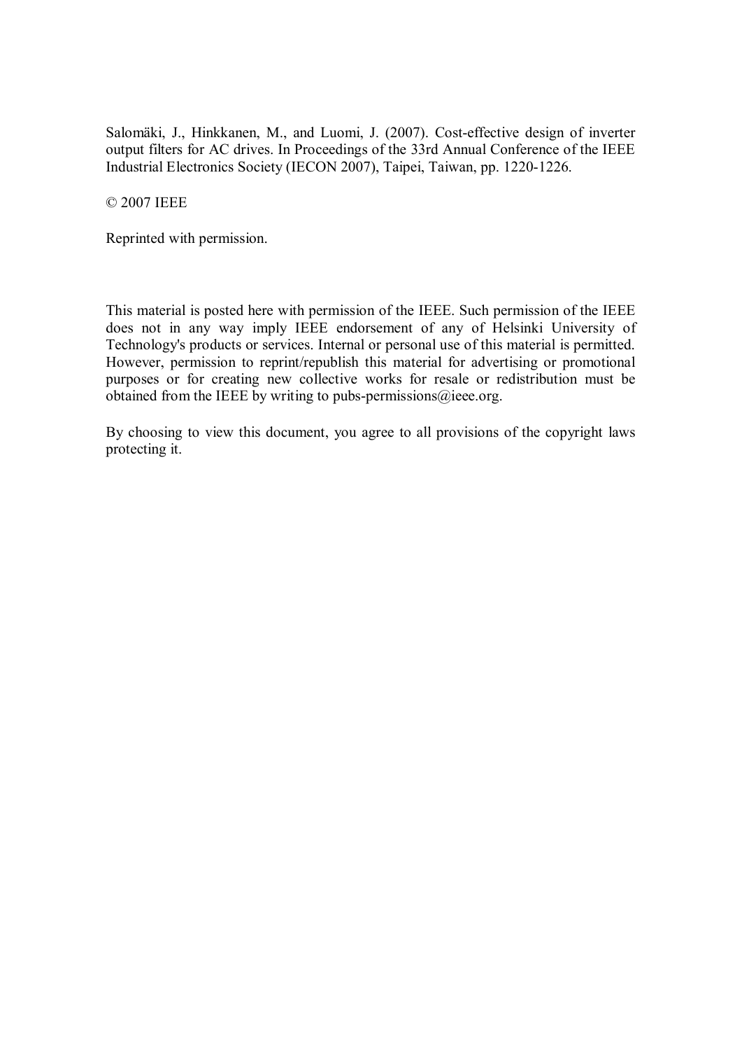Salomäki, J., Hinkkanen, M., and Luomi, J. (2007). Cost-effective design of inverter output filters for AC drives. In Proceedings of the 33rd Annual Conference of the IEEE Industrial Electronics Society (IECON 2007), Taipei, Taiwan, pp. 1220-1226.

© 2007 IEEE

Reprinted with permission.

This material is posted here with permission of the IEEE. Such permission of the IEEE does not in any way imply IEEE endorsement of any of Helsinki University of Technology's products or services. Internal or personal use of this material is permitted. However, permission to reprint/republish this material for advertising or promotional purposes or for creating new collective works for resale or redistribution must be obtained from the IEEE by writing to pubs-permissions@ieee.org.

By choosing to view this document, you agree to all provisions of the copyright laws protecting it.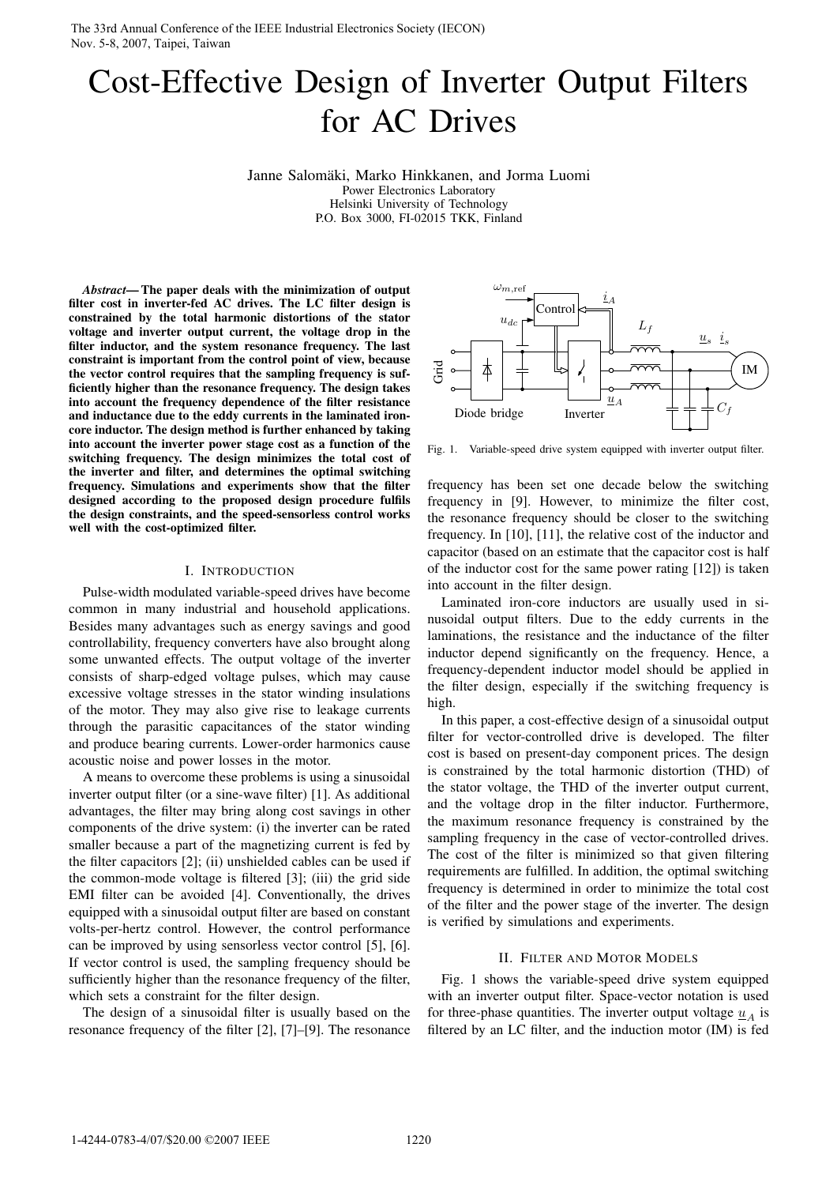# Cost-Effective Design of Inverter Output Filters for AC Drives

Janne Salomäki, Marko Hinkkanen, and Jorma Luomi
Power Electronics Laboratory
Helsinki University of Technology
P.O. Box 3000, FI-02015 TKK, Finland

***Abstract*— The paper deals with the minimization of output filter cost in inverter-fed AC drives. The LC filter design is constrained by the total harmonic distortions of the stator voltage and inverter output current, the voltage drop in the filter inductor, and the system resonance frequency. The last constraint is important from the control point of view, because the vector control requires that the sampling frequency is sufficiently higher than the resonance frequency. The design takes into account the frequency dependence of the filter resistance and inductance due to the eddy currents in the laminated iron-core inductor. The design method is further enhanced by taking into account the inverter power stage cost as a function of the switching frequency. The design minimizes the total cost of the inverter and filter, and determines the optimal switching frequency. Simulations and experiments show that the filter designed according to the proposed design procedure fulfils the design constraints, and the speed-sensorless control works well with the cost-optimized filter.**

## I. Introduction

Pulse-width modulated variable-speed drives have become common in many industrial and household applications. Besides many advantages such as energy savings and good controllability, frequency converters have also brought along some unwanted effects. The output voltage of the inverter consists of sharp-edged voltage pulses, which may cause excessive voltage stresses in the stator winding insulations of the motor. They may also give rise to leakage currents through the parasitic capacitances of the stator winding and produce bearing currents. Lower-order harmonics cause acoustic noise and power losses in the motor.

A means to overcome these problems is using a sinusoidal inverter output filter (or a sine-wave filter) [1]. As additional advantages, the filter may bring along cost savings in other components of the drive system: (i) the inverter can be rated smaller because a part of the magnetizing current is fed by the filter capacitors [2]; (ii) unshielded cables can be used if the common-mode voltage is filtered [3]; (iii) the grid side EMI filter can be avoided [4]. Conventionally, the drives equipped with a sinusoidal output filter are based on constant volts-per-hertz control. However, the control performance can be improved by using sensorless vector control [5], [6]. If vector control is used, the sampling frequency should be sufficiently higher than the resonance frequency of the filter, which sets a constraint for the filter design.

The design of a sinusoidal filter is usually based on the resonance frequency of the filter [2], [7]–[9]. The resonance frequency has been set one decade below the switching frequency in [9]. However, to minimize the filter cost, the resonance frequency should be closer to the switching frequency. In [10], [11], the relative cost of the inductor and capacitor (based on an estimate that the capacitor cost is half of the inductor cost for the same power rating [12]) is taken into account in the filter design.

Laminated iron-core inductors are usually used in sinusoidal output filters. Due to the eddy currents in the laminations, the resistance and the inductance of the filter inductor depend significantly on the frequency. Hence, a frequency-dependent inductor model should be applied in the filter design, especially if the switching frequency is high.

In this paper, a cost-effective design of a sinusoidal output filter for vector-controlled drive is developed. The filter cost is based on present-day component prices. The design is constrained by the total harmonic distortion (THD) of the stator voltage, the THD of the inverter output current, and the voltage drop in the filter inductor. Furthermore, the maximum resonance frequency is constrained by the sampling frequency in the case of vector-controlled drives. The cost of the filter is minimized so that given filtering requirements are fulfilled. In addition, the optimal switching frequency is determined in order to minimize the total cost of the filter and the power stage of the inverter. The design is verified by simulations and experiments.

$\omega_{m,\mathrm{ref}}$
Control
$u_{dc}$
$\underline{i}_A$
$L_f$
$\underline{u}_s$ $\underline{i}_s$
Grid
IM
$\underline{u}_A$
$C_f$
Diode bridge
Inverter

Fig. 1. Variable-speed drive system equipped with inverter output filter.

## II. Filter and Motor Models

Fig. 1 shows the variable-speed drive system equipped with an inverter output filter. Space-vector notation is used for three-phase quantities. The inverter output voltage $\underline{u}_A$ is filtered by an LC filter, and the induction motor (IM) is fed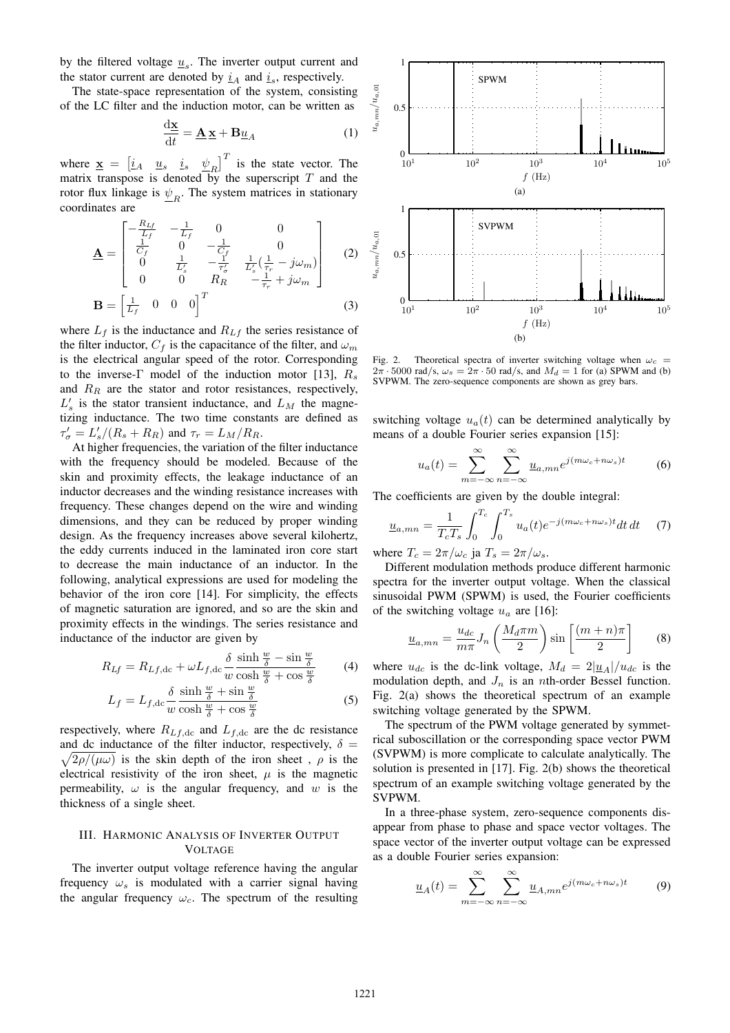by the filtered voltage $\underline{u}_s$. The inverter output current and the stator current are denoted by $\underline{i}_A$ and $\underline{i}_s$, respectively.

The state-space representation of the system, consisting of the LC filter and the induction motor, can be written as

$$\frac{\mathrm{d}\underline{\mathbf{x}}}{\mathrm{d}t} = \underline{\mathbf{A}}\,\underline{\mathbf{x}} + \mathbf{B}\underline{u}_A \tag{1}$$

where $\underline{\mathbf{x}} = \begin{bmatrix} \underline{i}_A & \underline{u}_s & \underline{i}_s & \underline{\psi}_R \end{bmatrix}^T$ is the state vector. The matrix transpose is denoted by the superscript $T$ and the rotor flux linkage is $\underline{\psi}_R$. The system matrices in stationary coordinates are

$$\underline{\mathbf{A}} = \begin{bmatrix} -\frac{R_{Lf}}{L_f} & -\frac{1}{L_f} & 0 & 0 \\ \frac{1}{C_f} & 0 & -\frac{1}{C_f} & 0 \\ 0 & \frac{1}{L_s'} & -\frac{1}{\tau_\sigma'} & \frac{1}{L_s'}\left(\frac{1}{\tau_r} - j\omega_m\right) \\ 0 & 0 & R_R & -\frac{1}{\tau_r} + j\omega_m \end{bmatrix} \tag{2}$$

$$\mathbf{B} = \begin{bmatrix} \frac{1}{L_f} & 0 & 0 & 0 \end{bmatrix}^T \tag{3}$$

where $L_f$ is the inductance and $R_{Lf}$ the series resistance of the filter inductor, $C_f$ is the capacitance of the filter, and $\omega_m$ is the electrical angular speed of the rotor. Corresponding to the inverse-Γ model of the induction motor [13], $R_s$ and $R_R$ are the stator and rotor resistances, respectively, $L_s'$ is the stator transient inductance, and $L_M$ the magnetizing inductance. The two time constants are defined as $\tau_\sigma' = L_s'/(R_s + R_R)$ and $\tau_r = L_M/R_R$.

At higher frequencies, the variation of the filter inductance with the frequency should be modeled. Because of the skin and proximity effects, the leakage inductance of an inductor decreases and the winding resistance increases with frequency. These changes depend on the wire and winding dimensions, and they can be reduced by proper winding design. As the frequency increases above several kilohertz, the eddy currents induced in the laminated iron core start to decrease the main inductance of an inductor. In the following, analytical expressions are used for modeling the behavior of the iron core [14]. For simplicity, the effects of magnetic saturation are ignored, and so are the skin and proximity effects in the windings. The series resistance and inductance of the inductor are given by

$$R_{Lf} = R_{Lf,\mathrm{dc}} + \omega L_{f,\mathrm{dc}} \frac{\delta}{w} \frac{\sinh\frac{w}{\delta} - \sin\frac{w}{\delta}}{\cosh\frac{w}{\delta} + \cos\frac{w}{\delta}} \tag{4}$$

$$L_f = L_{f,\mathrm{dc}} \frac{\delta}{w} \frac{\sinh\frac{w}{\delta} + \sin\frac{w}{\delta}}{\cosh\frac{w}{\delta} + \cos\frac{w}{\delta}} \tag{5}$$

respectively, where $R_{Lf,\mathrm{dc}}$ and $L_{f,\mathrm{dc}}$ are the dc resistance and dc inductance of the filter inductor, respectively, $\delta = \sqrt{2\rho/(\mu\omega)}$ is the skin depth of the iron sheet , $\rho$ is the electrical resistivity of the iron sheet, $\mu$ is the magnetic permeability, $\omega$ is the angular frequency, and $w$ is the thickness of a single sheet.

## III. Harmonic Analysis of Inverter Output Voltage

The inverter output voltage reference having the angular frequency $\omega_s$ is modulated with a carrier signal having the angular frequency $\omega_c$. The spectrum of the resulting switching voltage $u_a(t)$ can be determined analytically by means of a double Fourier series expansion [15]:

$$u_a(t) = \sum_{m=-\infty}^{\infty} \sum_{n=-\infty}^{\infty} \underline{u}_{a,mn} e^{j(m\omega_c + n\omega_s)t} \tag{6}$$

The coefficients are given by the double integral:

$$\underline{u}_{a,mn} = \frac{1}{T_c T_s} \int_0^{T_c} \int_0^{T_s} u_a(t) e^{-j(m\omega_c + n\omega_s)t} dt\, dt \tag{7}$$

where $T_c = 2\pi/\omega_c$ ja $T_s = 2\pi/\omega_s$.

Different modulation methods produce different harmonic spectra for the inverter output voltage. When the classical sinusoidal PWM (SPWM) is used, the Fourier coefficients of the switching voltage $u_a$ are [16]:

$$\underline{u}_{a,mn} = \frac{u_{dc}}{m\pi} J_n\left(\frac{M_d \pi m}{2}\right) \sin\left[\frac{(m+n)\pi}{2}\right] \tag{8}$$

where $u_{dc}$ is the dc-link voltage, $M_d = 2|\underline{u}_A|/u_{dc}$ is the modulation depth, and $J_n$ is an $n$th-order Bessel function. Fig. 2(a) shows the theoretical spectrum of an example switching voltage generated by the SPWM.

The spectrum of the PWM voltage generated by symmetrical suboscillation or the corresponding space vector PWM (SVPWM) is more complicate to calculate analytically. The solution is presented in [17]. Fig. 2(b) shows the theoretical spectrum of an example switching voltage generated by the SVPWM.

In a three-phase system, zero-sequence components disappear from phase to phase and space vector voltages. The space vector of the inverter output voltage can be expressed as a double Fourier series expansion:

$$\underline{u}_A(t) = \sum_{m=-\infty}^{\infty} \sum_{n=-\infty}^{\infty} \underline{u}_{A,mn} e^{j(m\omega_c + n\omega_s)t} \tag{9}$$

Fig. 2. Theoretical spectra of inverter switching voltage when $\omega_c = 2\pi \cdot 5000$ rad/s, $\omega_s = 2\pi \cdot 50$ rad/s, and $M_d = 1$ for (a) SPWM and (b) SVPWM. The zero-sequence components are shown as grey bars.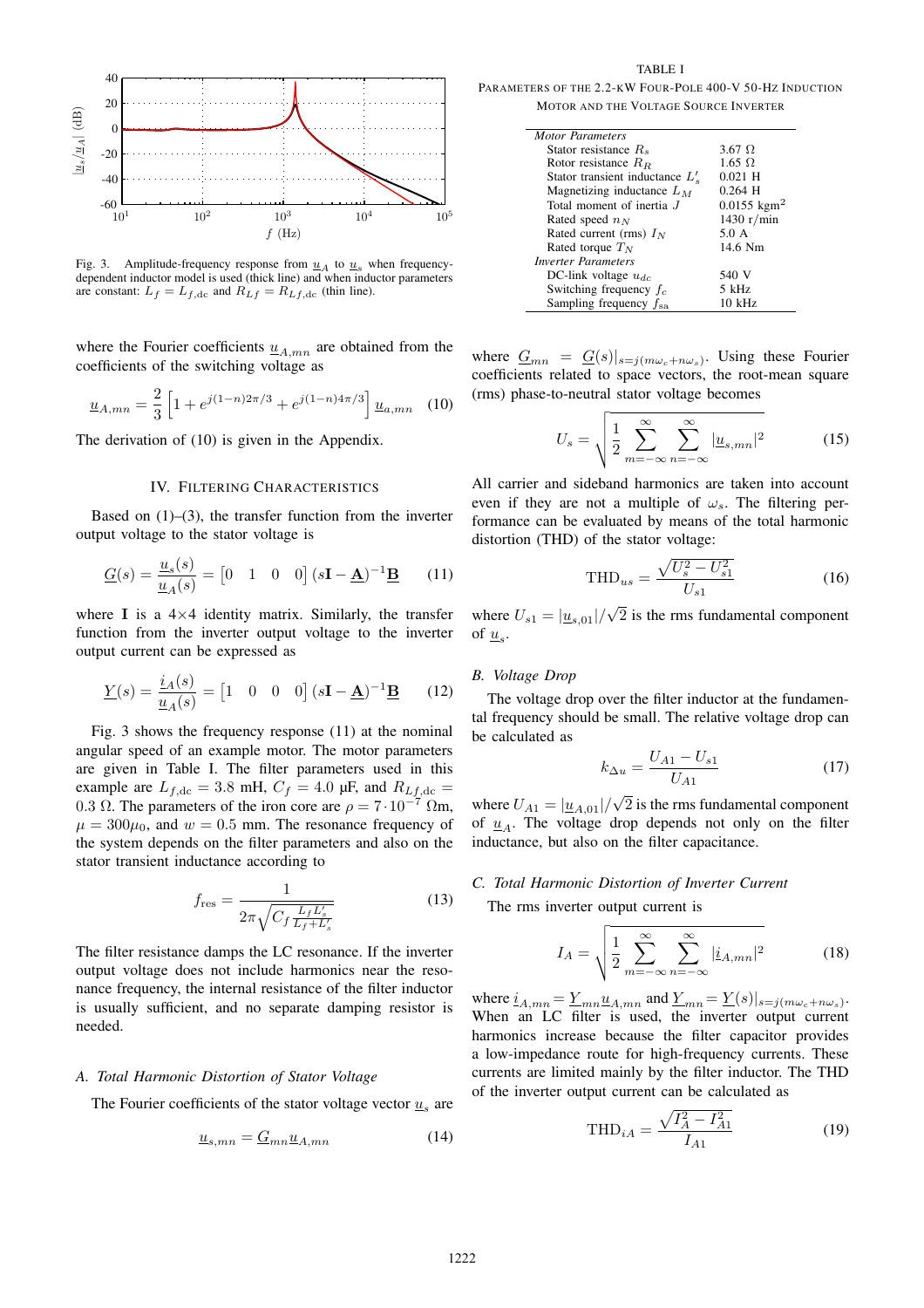Fig. 3. Amplitude-frequency response from $\underline{u}_A$ to $\underline{u}_s$ when frequency-dependent inductor model is used (thick line) and when inductor parameters are constant: $L_f = L_{f,\mathrm{dc}}$ and $R_{Lf} = R_{Lf,\mathrm{dc}}$ (thin line).

where the Fourier coefficients $\underline{u}_{A,mn}$ are obtained from the coefficients of the switching voltage as

$$\underline{u}_{A,mn} = \frac{2}{3}\left[1 + e^{j(1-n)2\pi/3} + e^{j(1-n)4\pi/3}\right]\underline{u}_{a,mn} \quad (10)$$

The derivation of (10) is given in the Appendix.

## IV. Filtering Characteristics

Based on (1)–(3), the transfer function from the inverter output voltage to the stator voltage is

$$\underline{G}(s) = \frac{\underline{u}_s(s)}{\underline{u}_A(s)} = \begin{bmatrix} 0 & 1 & 0 & 0 \end{bmatrix}(s\mathbf{I} - \underline{\mathbf{A}})^{-1}\underline{\mathbf{B}} \quad (11)$$

where $\mathbf{I}$ is a 4×4 identity matrix. Similarly, the transfer function from the inverter output voltage to the inverter output current can be expressed as

$$\underline{Y}(s) = \frac{\underline{i}_A(s)}{\underline{u}_A(s)} = \begin{bmatrix} 1 & 0 & 0 & 0 \end{bmatrix}(s\mathbf{I} - \underline{\mathbf{A}})^{-1}\underline{\mathbf{B}} \quad (12)$$

Fig. 3 shows the frequency response (11) at the nominal angular speed of an example motor. The motor parameters are given in Table I. The filter parameters used in this example are $L_{f,\mathrm{dc}} = 3.8$ mH, $C_f = 4.0$ μF, and $R_{Lf,\mathrm{dc}} = 0.3\ \Omega$. The parameters of the iron core are $\rho = 7\cdot10^{-7}\ \Omega$m, $\mu = 300\mu_0$, and $w = 0.5$ mm. The resonance frequency of the system depends on the filter parameters and also on the stator transient inductance according to

$$f_{\mathrm{res}} = \frac{1}{2\pi\sqrt{C_f \frac{L_f L_s'}{L_f + L_s'}}} \quad (13)$$

The filter resistance damps the LC resonance. If the inverter output voltage does not include harmonics near the resonance frequency, the internal resistance of the filter inductor is usually sufficient, and no separate damping resistor is needed.

### A. Total Harmonic Distortion of Stator Voltage

The Fourier coefficients of the stator voltage vector $\underline{u}_s$ are

$$\underline{u}_{s,mn} = \underline{G}_{mn}\underline{u}_{A,mn} \quad (14)$$

TABLE I
Parameters of the 2.2-kW Four-Pole 400-V 50-Hz Induction Motor and the Voltage Source Inverter

| | |
|---|---|
| *Motor Parameters* | |
| Stator resistance $R_s$ | 3.67 Ω |
| Rotor resistance $R_R$ | 1.65 Ω |
| Stator transient inductance $L_s'$ | 0.021 H |
| Magnetizing inductance $L_M$ | 0.264 H |
| Total moment of inertia $J$ | 0.0155 kgm$^2$ |
| Rated speed $n_N$ | 1430 r/min |
| Rated current (rms) $I_N$ | 5.0 A |
| Rated torque $T_N$ | 14.6 Nm |
| *Inverter Parameters* | |
| DC-link voltage $u_{dc}$ | 540 V |
| Switching frequency $f_c$ | 5 kHz |
| Sampling frequency $f_{\mathrm{sa}}$ | 10 kHz |

where $\underline{G}_{mn} = \underline{G}(s)|_{s=j(m\omega_c+n\omega_s)}$. Using these Fourier coefficients related to space vectors, the root-mean square (rms) phase-to-neutral stator voltage becomes

$$U_s = \sqrt{\frac{1}{2}\sum_{m=-\infty}^{\infty}\sum_{n=-\infty}^{\infty}|\underline{u}_{s,mn}|^2} \quad (15)$$

All carrier and sideband harmonics are taken into account even if they are not a multiple of $\omega_s$. The filtering performance can be evaluated by means of the total harmonic distortion (THD) of the stator voltage:

$$\mathrm{THD}_{us} = \frac{\sqrt{U_s^2 - U_{s1}^2}}{U_{s1}} \quad (16)$$

where $U_{s1} = |\underline{u}_{s,01}|/\sqrt{2}$ is the rms fundamental component of $\underline{u}_s$.

### B. Voltage Drop

The voltage drop over the filter inductor at the fundamental frequency should be small. The relative voltage drop can be calculated as

$$k_{\Delta u} = \frac{U_{A1} - U_{s1}}{U_{A1}} \quad (17)$$

where $U_{A1} = |\underline{u}_{A,01}|/\sqrt{2}$ is the rms fundamental component of $\underline{u}_A$. The voltage drop depends not only on the filter inductance, but also on the filter capacitance.

### C. Total Harmonic Distortion of Inverter Current

The rms inverter output current is

$$I_A = \sqrt{\frac{1}{2}\sum_{m=-\infty}^{\infty}\sum_{n=-\infty}^{\infty}|\underline{i}_{A,mn}|^2} \quad (18)$$

where $\underline{i}_{A,mn} = \underline{Y}_{mn}\underline{u}_{A,mn}$ and $\underline{Y}_{mn} = \underline{Y}(s)|_{s=j(m\omega_c+n\omega_s)}$. When an LC filter is used, the inverter output current harmonics increase because the filter capacitor provides a low-impedance route for high-frequency currents. These currents are limited mainly by the filter inductor. The THD of the inverter output current can be calculated as

$$\mathrm{THD}_{iA} = \frac{\sqrt{I_A^2 - I_{A1}^2}}{I_{A1}} \quad (19)$$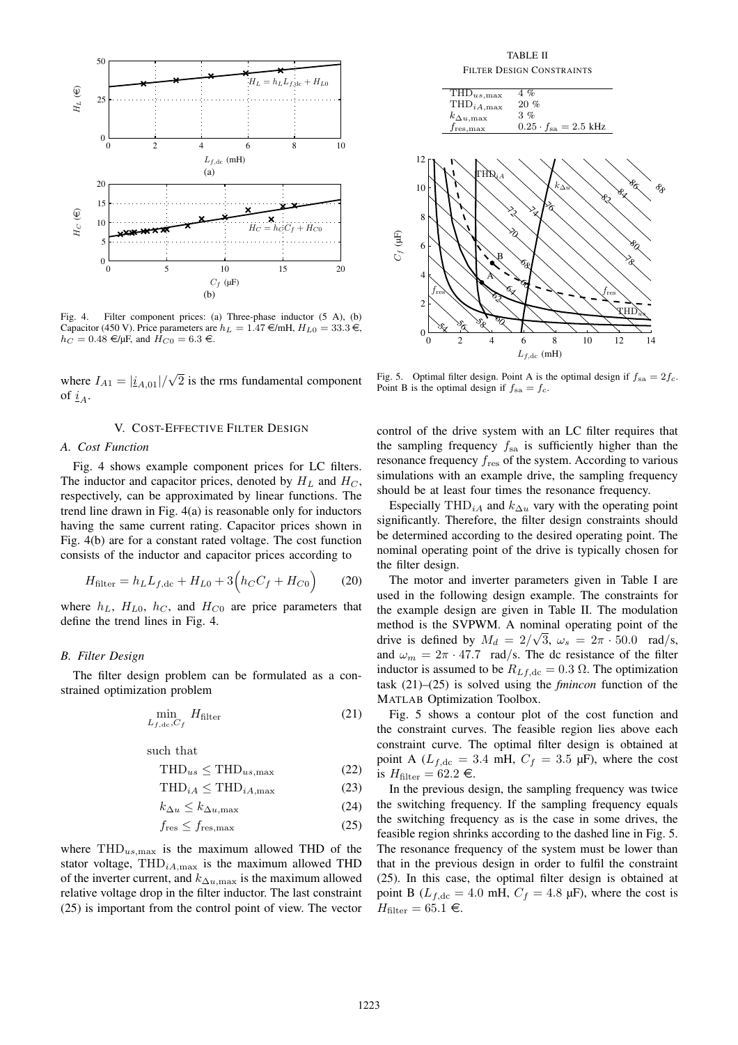Fig. 4. Filter component prices: (a) Three-phase inductor (5 A), (b) Capacitor (450 V). Price parameters are $h_L = 1.47$ €/mH, $H_{L0} = 33.3$ €, $h_C = 0.48$ €/μF, and $H_{C0} = 6.3$ €.

where $I_{A1} = |\underline{i}_{A,01}|/\sqrt{2}$ is the rms fundamental component of $\underline{i}_A$.

## V. Cost-Effective Filter Design

### A. Cost Function

Fig. 4 shows example component prices for LC filters. The inductor and capacitor prices, denoted by $H_L$ and $H_C$, respectively, can be approximated by linear functions. The trend line drawn in Fig. 4(a) is reasonable only for inductors having the same current rating. Capacitor prices shown in Fig. 4(b) are for a constant rated voltage. The cost function consists of the inductor and capacitor prices according to

$$H_{\text{filter}} = h_L L_{f,\text{dc}} + H_{L0} + 3\Big(h_C C_f + H_{C0}\Big) \tag{20}$$

where $h_L$, $H_{L0}$, $h_C$, and $H_{C0}$ are price parameters that define the trend lines in Fig. 4.

### B. Filter Design

The filter design problem can be formulated as a constrained optimization problem

$$\min_{L_{f,\text{dc}},C_f} H_{\text{filter}} \tag{21}$$

such that

$$\text{THD}_{us} \leq \text{THD}_{us,\max} \tag{22}$$

$$\text{THD}_{iA} \leq \text{THD}_{iA,\max} \tag{23}$$

$$k_{\Delta u} \leq k_{\Delta u,\max} \tag{24}$$

$$f_{\text{res}} \leq f_{\text{res},\max} \tag{25}$$

where $\text{THD}_{us,\max}$ is the maximum allowed THD of the stator voltage, $\text{THD}_{iA,\max}$ is the maximum allowed THD of the inverter current, and $k_{\Delta u,\max}$ is the maximum allowed relative voltage drop in the filter inductor. The last constraint (25) is important from the control point of view. The vector control of the drive system with an LC filter requires that the sampling frequency $f_{\text{sa}}$ is sufficiently higher than the resonance frequency $f_{\text{res}}$ of the system. According to various simulations with an example drive, the sampling frequency should be at least four times the resonance frequency.

TABLE II
Filter Design Constraints

| | |
|---|---|
| $\text{THD}_{us,\max}$ | 4 % |
| $\text{THD}_{iA,\max}$ | 20 % |
| $k_{\Delta u,\max}$ | 3 % |
| $f_{\text{res},\max}$ | $0.25 \cdot f_{\text{sa}} = 2.5$ kHz |

Fig. 5. Optimal filter design. Point A is the optimal design if $f_{\text{sa}} = 2f_c$. Point B is the optimal design if $f_{\text{sa}} = f_c$.

Especially $\text{THD}_{iA}$ and $k_{\Delta u}$ vary with the operating point significantly. Therefore, the filter design constraints should be determined according to the desired operating point. The nominal operating point of the drive is typically chosen for the filter design.

The motor and inverter parameters given in Table I are used in the following design example. The constraints for the example design are given in Table II. The modulation method is the SVPWM. A nominal operating point of the drive is defined by $M_d = 2/\sqrt{3}$, $\omega_s = 2\pi \cdot 50.0$ rad/s, and $\omega_m = 2\pi \cdot 47.7$ rad/s. The dc resistance of the filter inductor is assumed to be $R_{Lf,\text{dc}} = 0.3\ \Omega$. The optimization task (21)–(25) is solved using the *fmincon* function of the MATLAB Optimization Toolbox.

Fig. 5 shows a contour plot of the cost function and the constraint curves. The feasible region lies above each constraint curve. The optimal filter design is obtained at point A ($L_{f,\text{dc}} = 3.4$ mH, $C_f = 3.5$ μF), where the cost is $H_{\text{filter}} = 62.2$ €.

In the previous design, the sampling frequency was twice the switching frequency. If the sampling frequency equals the switching frequency as is the case in some drives, the feasible region shrinks according to the dashed line in Fig. 5. The resonance frequency of the system must be lower than that in the previous design in order to fulfil the constraint (25). In this case, the optimal filter design is obtained at point B ($L_{f,\text{dc}} = 4.0$ mH, $C_f = 4.8$ μF), where the cost is $H_{\text{filter}} = 65.1$ €.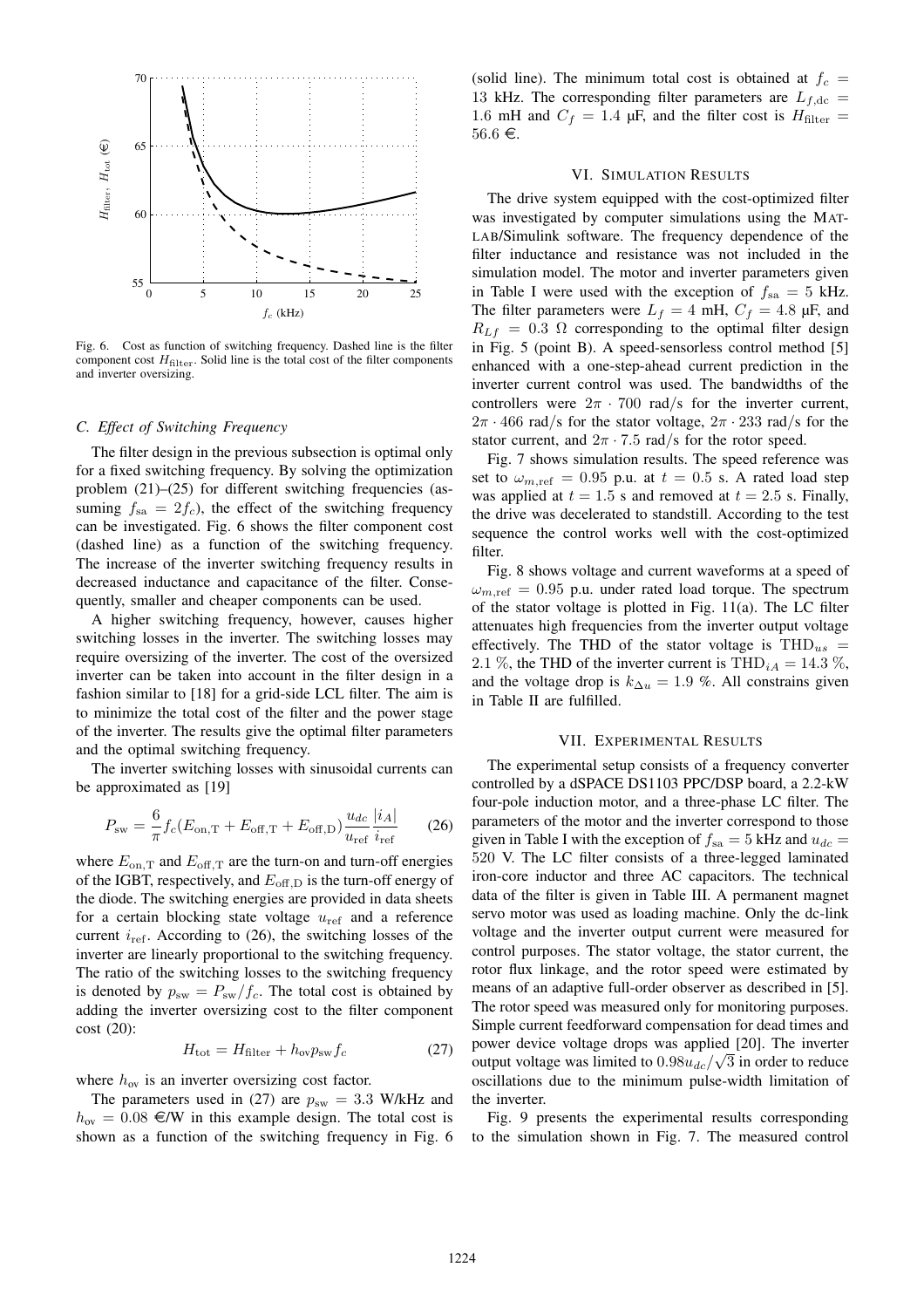Fig. 6. Cost as function of switching frequency. Dashed line is the filter component cost $H_{\text{filter}}$. Solid line is the total cost of the filter components and inverter oversizing.

### C. Effect of Switching Frequency

The filter design in the previous subsection is optimal only for a fixed switching frequency. By solving the optimization problem (21)–(25) for different switching frequencies (assuming $f_{\text{sa}} = 2f_c$), the effect of the switching frequency can be investigated. Fig. 6 shows the filter component cost (dashed line) as a function of the switching frequency. The increase of the inverter switching frequency results in decreased inductance and capacitance of the filter. Consequently, smaller and cheaper components can be used.

A higher switching frequency, however, causes higher switching losses in the inverter. The switching losses may require oversizing of the inverter. The cost of the oversized inverter can be taken into account in the filter design in a fashion similar to [18] for a grid-side LCL filter. The aim is to minimize the total cost of the filter and the power stage of the inverter. The results give the optimal filter parameters and the optimal switching frequency.

The inverter switching losses with sinusoidal currents can be approximated as [19]

$$P_{\text{sw}} = \frac{6}{\pi} f_c (E_{\text{on,T}} + E_{\text{off,T}} + E_{\text{off,D}}) \frac{u_{dc}}{u_{\text{ref}}} \frac{|i_A|}{i_{\text{ref}}} \tag{26}$$

where $E_{\text{on,T}}$ and $E_{\text{off,T}}$ are the turn-on and turn-off energies of the IGBT, respectively, and $E_{\text{off,D}}$ is the turn-off energy of the diode. The switching energies are provided in data sheets for a certain blocking state voltage $u_{\text{ref}}$ and a reference current $i_{\text{ref}}$. According to (26), the switching losses of the inverter are linearly proportional to the switching frequency. The ratio of the switching losses to the switching frequency is denoted by $p_{\text{sw}} = P_{\text{sw}}/f_c$. The total cost is obtained by adding the inverter oversizing cost to the filter component cost (20):

$$H_{\text{tot}} = H_{\text{filter}} + h_{\text{ov}} p_{\text{sw}} f_c \tag{27}$$

where $h_{\text{ov}}$ is an inverter oversizing cost factor.

The parameters used in (27) are $p_{\text{sw}} = 3.3$ W/kHz and $h_{\text{ov}} = 0.08$ €/W in this example design. The total cost is shown as a function of the switching frequency in Fig. 6 (solid line). The minimum total cost is obtained at $f_c = 13$ kHz. The corresponding filter parameters are $L_{f,\text{dc}} = 1.6$ mH and $C_f = 1.4$ µF, and the filter cost is $H_{\text{filter}} = 56.6$ €.

## VI. Simulation Results

The drive system equipped with the cost-optimized filter was investigated by computer simulations using the MATLAB/Simulink software. The frequency dependence of the filter inductance and resistance was not included in the simulation model. The motor and inverter parameters given in Table I were used with the exception of $f_{\text{sa}} = 5$ kHz. The filter parameters were $L_f = 4$ mH, $C_f = 4.8$ µF, and $R_{Lf} = 0.3$ Ω corresponding to the optimal filter design in Fig. 5 (point B). A speed-sensorless control method [5] enhanced with a one-step-ahead current prediction in the inverter current control was used. The bandwidths of the controllers were $2\pi \cdot 700$ rad/s for the inverter current, $2\pi \cdot 466$ rad/s for the stator voltage, $2\pi \cdot 233$ rad/s for the stator current, and $2\pi \cdot 7.5$ rad/s for the rotor speed.

Fig. 7 shows simulation results. The speed reference was set to $\omega_{m,\text{ref}} = 0.95$ p.u. at $t = 0.5$ s. A rated load step was applied at $t = 1.5$ s and removed at $t = 2.5$ s. Finally, the drive was decelerated to standstill. According to the test sequence the control works well with the cost-optimized filter.

Fig. 8 shows voltage and current waveforms at a speed of $\omega_{m,\text{ref}} = 0.95$ p.u. under rated load torque. The spectrum of the stator voltage is plotted in Fig. 11(a). The LC filter attenuates high frequencies from the inverter output voltage effectively. The THD of the stator voltage is $\text{THD}_{us} = 2.1$ %, the THD of the inverter current is $\text{THD}_{iA} = 14.3$ %, and the voltage drop is $k_{\Delta u} = 1.9$ %. All constrains given in Table II are fulfilled.

## VII. Experimental Results

The experimental setup consists of a frequency converter controlled by a dSPACE DS1103 PPC/DSP board, a 2.2-kW four-pole induction motor, and a three-phase LC filter. The parameters of the motor and the inverter correspond to those given in Table I with the exception of $f_{\text{sa}} = 5$ kHz and $u_{dc} = 520$ V. The LC filter consists of a three-legged laminated iron-core inductor and three AC capacitors. The technical data of the filter is given in Table III. A permanent magnet servo motor was used as loading machine. Only the dc-link voltage and the inverter output current were measured for control purposes. The stator voltage, the stator current, the rotor flux linkage, and the rotor speed were estimated by means of an adaptive full-order observer as described in [5]. The rotor speed was measured only for monitoring purposes. Simple current feedforward compensation for dead times and power device voltage drops was applied [20]. The inverter output voltage was limited to $0.98u_{dc}/\sqrt{3}$ in order to reduce oscillations due to the minimum pulse-width limitation of the inverter.

Fig. 9 presents the experimental results corresponding to the simulation shown in Fig. 7. The measured control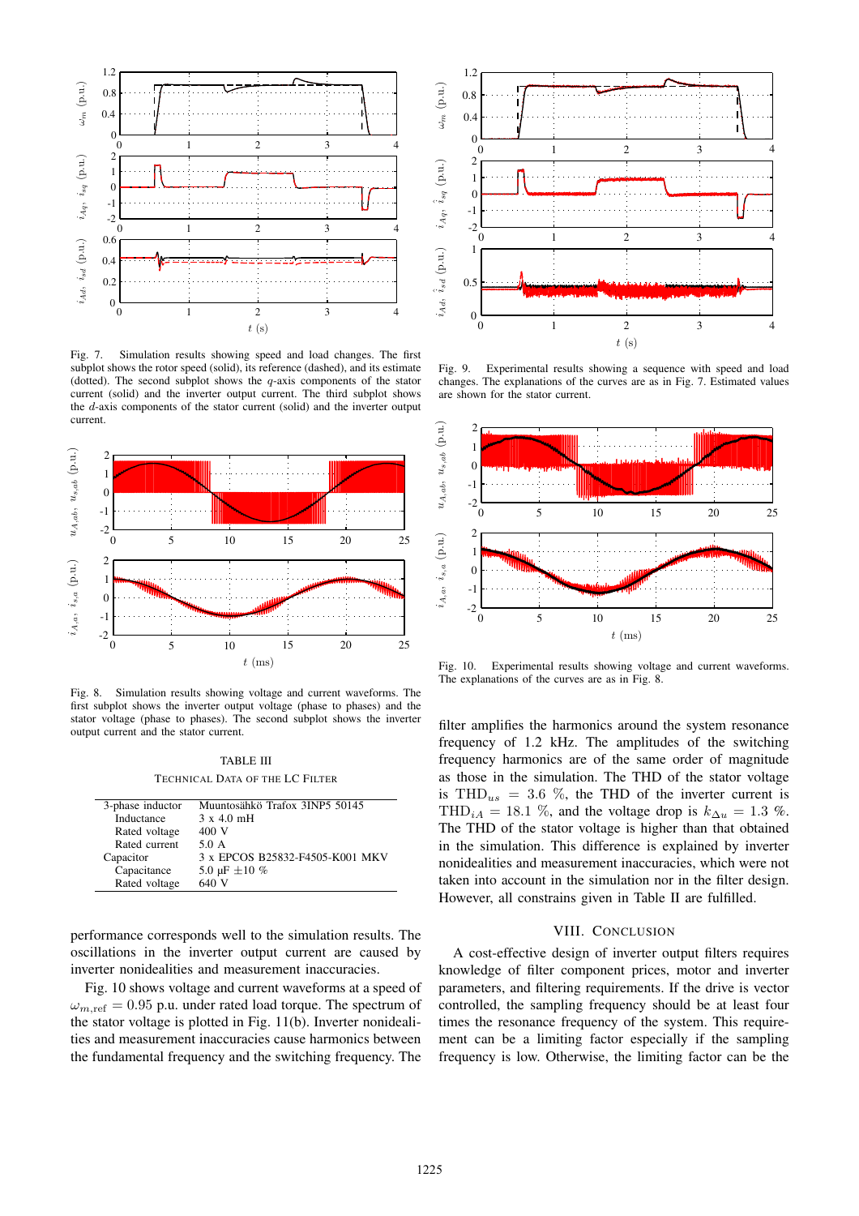Fig. 7. Simulation results showing speed and load changes. The first subplot shows the rotor speed (solid), its reference (dashed), and its estimate (dotted). The second subplot shows the $q$-axis components of the stator current (solid) and the inverter output current. The third subplot shows the $d$-axis components of the stator current (solid) and the inverter output current.

Fig. 8. Simulation results showing voltage and current waveforms. The first subplot shows the inverter output voltage (phase to phases) and the stator voltage (phase to phases). The second subplot shows the inverter output current and the stator current.

TABLE III
TECHNICAL DATA OF THE LC FILTER

| | |
|---|---|
| 3-phase inductor | Muuntosähkö Trafox 3INP5 50145 |
| Inductance | 3 x 4.0 mH |
| Rated voltage | 400 V |
| Rated current | 5.0 A |
| Capacitor | 3 x EPCOS B25832-F4505-K001 MKV |
| Capacitance | 5.0 µF ±10 % |
| Rated voltage | 640 V |

performance corresponds well to the simulation results. The oscillations in the inverter output current are caused by inverter nonidealities and measurement inaccuracies.

Fig. 10 shows voltage and current waveforms at a speed of $\omega_{m,\text{ref}} = 0.95$ p.u. under rated load torque. The spectrum of the stator voltage is plotted in Fig. 11(b). Inverter nonidealities and measurement inaccuracies cause harmonics between the fundamental frequency and the switching frequency. The

Fig. 9. Experimental results showing a sequence with speed and load changes. The explanations of the curves are as in Fig. 7. Estimated values are shown for the stator current.

Fig. 10. Experimental results showing voltage and current waveforms. The explanations of the curves are as in Fig. 8.

filter amplifies the harmonics around the system resonance frequency of 1.2 kHz. The amplitudes of the switching frequency harmonics are of the same order of magnitude as those in the simulation. The THD of the stator voltage is $\text{THD}_{us} = 3.6$ %, the THD of the inverter current is $\text{THD}_{iA} = 18.1$ %, and the voltage drop is $k_{\Delta u} = 1.3$ %. The THD of the stator voltage is higher than that obtained in the simulation. This difference is explained by inverter nonidealities and measurement inaccuracies, which were not taken into account in the simulation nor in the filter design. However, all constrains given in Table II are fulfilled.

## VIII. CONCLUSION

A cost-effective design of inverter output filters requires knowledge of filter component prices, motor and inverter parameters, and filtering requirements. If the drive is vector controlled, the sampling frequency should be at least four times the resonance frequency of the system. This requirement can be a limiting factor especially if the sampling frequency is low. Otherwise, the limiting factor can be the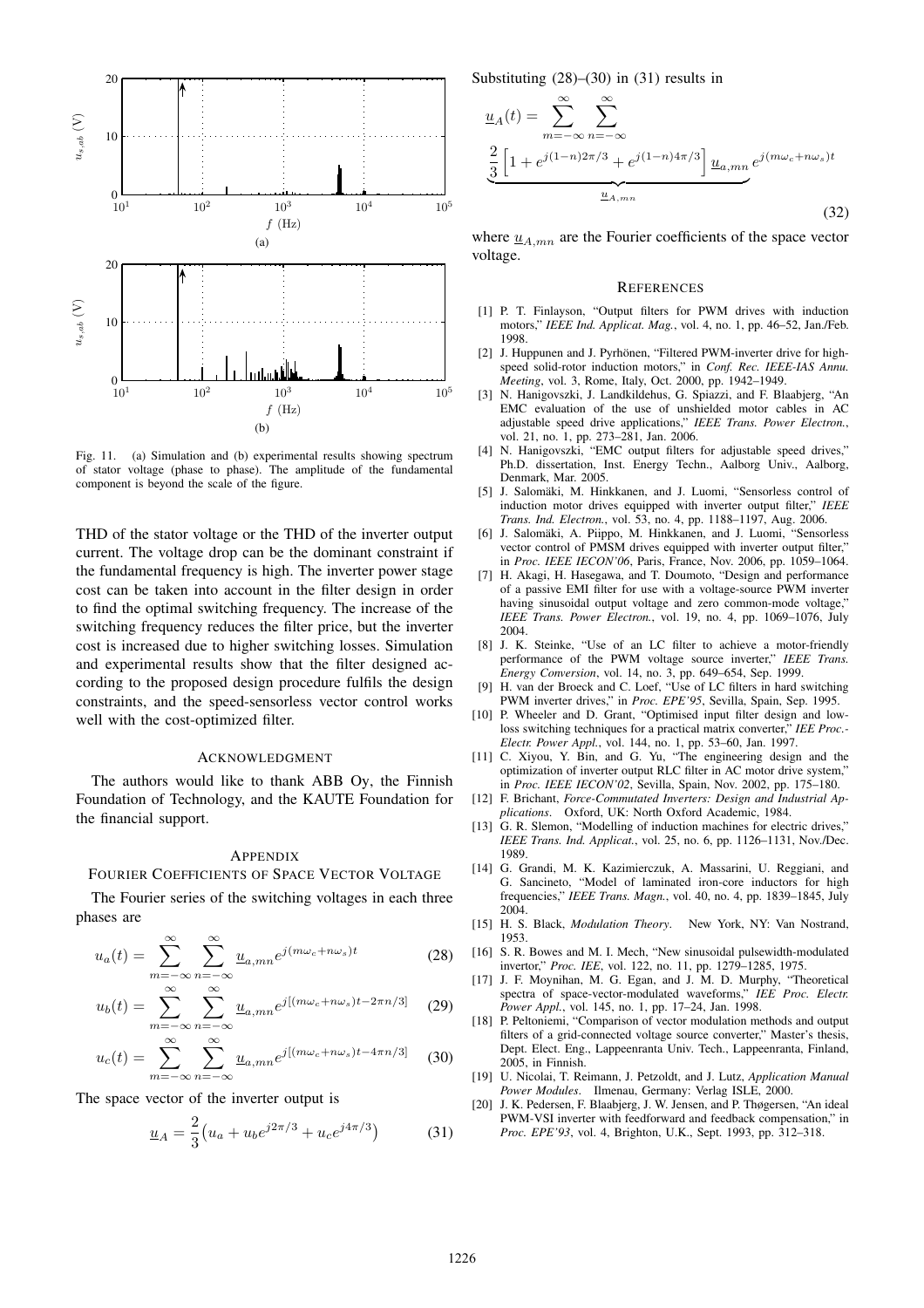20

10

0

$10^1$ $10^2$ $10^3$ $10^4$ $10^5$

$u_{s,ab}$ (V)

$f$ (Hz)

(a)

20

10

0

$10^1$ $10^2$ $10^3$ $10^4$ $10^5$

$u_{s,ab}$ (V)

$f$ (Hz)

(b)

Fig. 11. (a) Simulation and (b) experimental results showing spectrum of stator voltage (phase to phase). The amplitude of the fundamental component is beyond the scale of the figure.

THD of the stator voltage or the THD of the inverter output current. The voltage drop can be the dominant constraint if the fundamental frequency is high. The inverter power stage cost can be taken into account in the filter design in order to find the optimal switching frequency. The increase of the switching frequency reduces the filter price, but the inverter cost is increased due to higher switching losses. Simulation and experimental results show that the filter designed according to the proposed design procedure fulfils the design constraints, and the speed-sensorless vector control works well with the cost-optimized filter.

## ACKNOWLEDGMENT

The authors would like to thank ABB Oy, the Finnish Foundation of Technology, and the KAUTE Foundation for the financial support.

## APPENDIX
### FOURIER COEFFICIENTS OF SPACE VECTOR VOLTAGE

The Fourier series of the switching voltages in each three phases are

$$u_a(t) = \sum_{m=-\infty}^{\infty} \sum_{n=-\infty}^{\infty} \underline{u}_{a,mn} e^{j(m\omega_c + n\omega_s)t} \tag{28}$$

$$u_b(t) = \sum_{m=-\infty}^{\infty} \sum_{n=-\infty}^{\infty} \underline{u}_{a,mn} e^{j[(m\omega_c + n\omega_s)t - 2\pi n/3]} \tag{29}$$

$$u_c(t) = \sum_{m=-\infty}^{\infty} \sum_{n=-\infty}^{\infty} \underline{u}_{a,mn} e^{j[(m\omega_c + n\omega_s)t - 4\pi n/3]} \tag{30}$$

The space vector of the inverter output is

$$\underline{u}_A = \frac{2}{3}\left(u_a + u_b e^{j2\pi/3} + u_c e^{j4\pi/3}\right) \tag{31}$$

Substituting (28)–(30) in (31) results in

$$\underline{u}_A(t) = \sum_{m=-\infty}^{\infty} \sum_{n=-\infty}^{\infty} \underbrace{\frac{2}{3}\left[1 + e^{j(1-n)2\pi/3} + e^{j(1-n)4\pi/3}\right] \underline{u}_{a,mn}}_{\underline{u}_{A,mn}} e^{j(m\omega_c + n\omega_s)t} \tag{32}$$

where $\underline{u}_{A,mn}$ are the Fourier coefficients of the space vector voltage.

## REFERENCES

[1] P. T. Finlayson, "Output filters for PWM drives with induction motors," *IEEE Ind. Applicat. Mag.*, vol. 4, no. 1, pp. 46–52, Jan./Feb. 1998.

[2] J. Huppunen and J. Pyrhönen, "Filtered PWM-inverter drive for high-speed solid-rotor induction motors," in *Conf. Rec. IEEE-IAS Annu. Meeting*, vol. 3, Rome, Italy, Oct. 2000, pp. 1942–1949.

[3] N. Hanigovszki, J. Landkildehus, G. Spiazzi, and F. Blaabjerg, "An EMC evaluation of the use of unshielded motor cables in AC adjustable speed drive applications," *IEEE Trans. Power Electron.*, vol. 21, no. 1, pp. 273–281, Jan. 2006.

[4] N. Hanigovszki, "EMC output filters for adjustable speed drives," Ph.D. dissertation, Inst. Energy Techn., Aalborg Univ., Aalborg, Denmark, Mar. 2005.

[5] J. Salomäki, M. Hinkkanen, and J. Luomi, "Sensorless control of induction motor drives equipped with inverter output filter," *IEEE Trans. Ind. Electron.*, vol. 53, no. 4, pp. 1188–1197, Aug. 2006.

[6] J. Salomäki, A. Piippo, M. Hinkkanen, and J. Luomi, "Sensorless vector control of PMSM drives equipped with inverter output filter," in *Proc. IEEE IECON'06*, Paris, France, Nov. 2006, pp. 1059–1064.

[7] H. Akagi, H. Hasegawa, and T. Doumoto, "Design and performance of a passive EMI filter for use with a voltage-source PWM inverter having sinusoidal output voltage and zero common-mode voltage," *IEEE Trans. Power Electron.*, vol. 19, no. 4, pp. 1069–1076, July 2004.

[8] J. K. Steinke, "Use of an LC filter to achieve a motor-friendly performance of the PWM voltage source inverter," *IEEE Trans. Energy Conversion*, vol. 14, no. 3, pp. 649–654, Sep. 1999.

[9] H. van der Broeck and C. Loef, "Use of LC filters in hard switching PWM inverter drives," in *Proc. EPE'95*, Sevilla, Spain, Sep. 1995.

[10] P. Wheeler and D. Grant, "Optimised input filter design and low-loss switching techniques for a practical matrix converter," *IEE Proc.-Electr. Power Appl.*, vol. 144, no. 1, pp. 53–60, Jan. 1997.

[11] C. Xiyou, Y. Bin, and G. Yu, "The engineering design and the optimization of inverter output RLC filter in AC motor drive system," in *Proc. IEEE IECON'02*, Sevilla, Spain, Nov. 2002, pp. 175–180.

[12] F. Brichant, *Force-Commutated Inverters: Design and Industrial Applications*. Oxford, UK: North Oxford Academic, 1984.

[13] G. R. Slemon, "Modelling of induction machines for electric drives," *IEEE Trans. Ind. Applicat.*, vol. 25, no. 6, pp. 1126–1131, Nov./Dec. 1989.

[14] G. Grandi, M. K. Kazimierczuk, A. Massarini, U. Reggiani, and G. Sancineto, "Model of laminated iron-core inductors for high frequencies," *IEEE Trans. Magn.*, vol. 40, no. 4, pp. 1839–1845, July 2004.

[15] H. S. Black, *Modulation Theory*. New York, NY: Van Nostrand, 1953.

[16] S. R. Bowes and M. I. Mech, "New sinusoidal pulsewidth-modulated invertor," *Proc. IEE*, vol. 122, no. 11, pp. 1279–1285, 1975.

[17] J. F. Moynihan, M. G. Egan, and J. M. D. Murphy, "Theoretical spectra of space-vector-modulated waveforms," *IEE Proc. Electr. Power Appl.*, vol. 145, no. 1, pp. 17–24, Jan. 1998.

[18] P. Peltoniemi, "Comparison of vector modulation methods and output filters of a grid-connected voltage source converter," Master's thesis, Dept. Elect. Eng., Lappeenranta Univ. Tech., Lappeenranta, Finland, 2005, in Finnish.

[19] U. Nicolai, T. Reimann, J. Petzoldt, and J. Lutz, *Application Manual Power Modules*. Ilmenau, Germany: Verlag ISLE, 2000.

[20] J. K. Pedersen, F. Blaabjerg, J. W. Jensen, and P. Thøgersen, "An ideal PWM-VSI inverter with feedforward and feedback compensation," in *Proc. EPE'93*, vol. 4, Brighton, U.K., Sept. 1993, pp. 312–318.